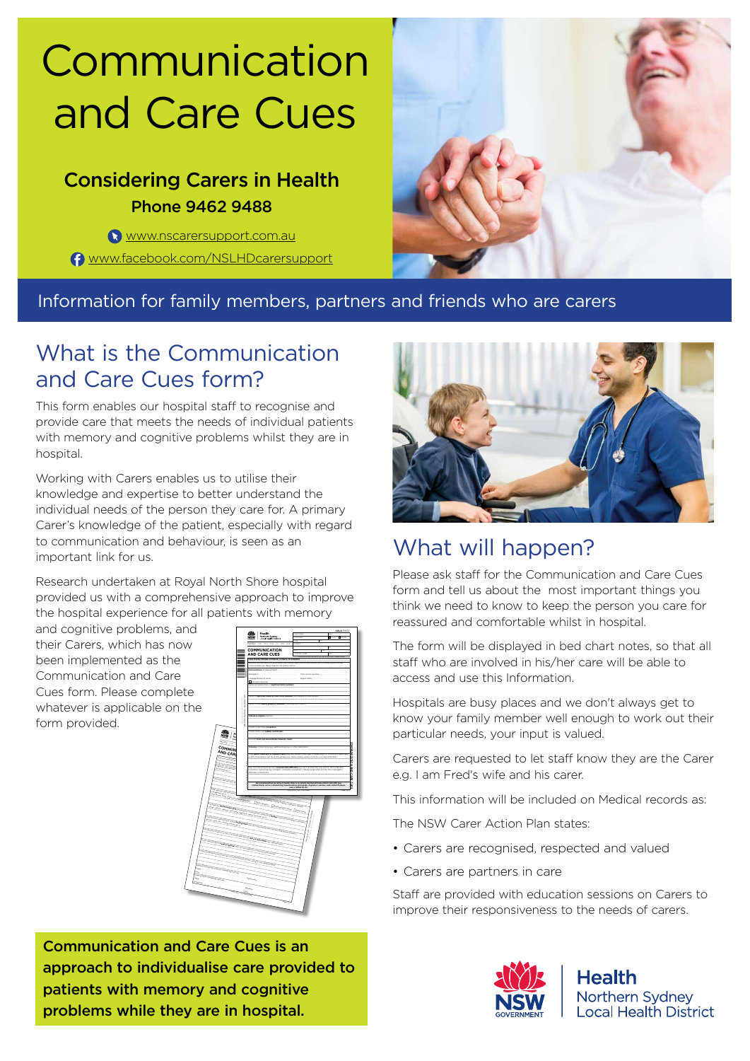# Communication and Care Cues

## Considering Carers in Health

**Phone 9462 9488**

www.nscarersupport.com.au

www.facebook.com/NSLHDcarersupport

Information for family members, partners and friends who are carers

## What is the Communication and Care Cues form?

This form enables our hospital staff to recognise and provide care that meets the needs of individual patients with memory and cognitive problems whilst they are in hospital.

Working with Carers enables us to utilise their knowledge and expertise to better understand the individual needs of the person they care for. A primary Carer's knowledge of the patient, especially with regard to communication and behaviour, is seen as an important link for us.

Research undertaken at Royal North Shore hospital provided us with a comprehensive approach to improve the hospital experience for all patients with memory and cognitive problems, and their Carers, which has now been implemented as the Communication and Care Cues form. Please complete whatever is applicable on the form provided.

**Communication and Care Cues is an approach to individualise care provided to patients with memory and cognitive problems while they are in hospital.**

## What will happen?

Please ask staff for the Communication and Care Cues form and tell us about the most important things you think we need to know to keep the person you care for reassured and comfortable whilst in hospital.

The form will be displayed in bed chart notes, so that all staff who are involved in his/her care will be able to access and use this Information.

Hospitals are busy places and we don't always get to know your family member well enough to work out their particular needs, your input is valued.

Carers are requested to let staff know they are the Carer e.g. I am Fred's wife and his carer.

This information will be included on Medical records as:

The NSW Carer Action Plan states:

- Carers are recognised, respected and valued
- Carers are partners in care

Staff are provided with education sessions on Carers to improve their responsiveness to the needs of carers.

NSW GOVERNMENT | Health Northern Sydney Local Health District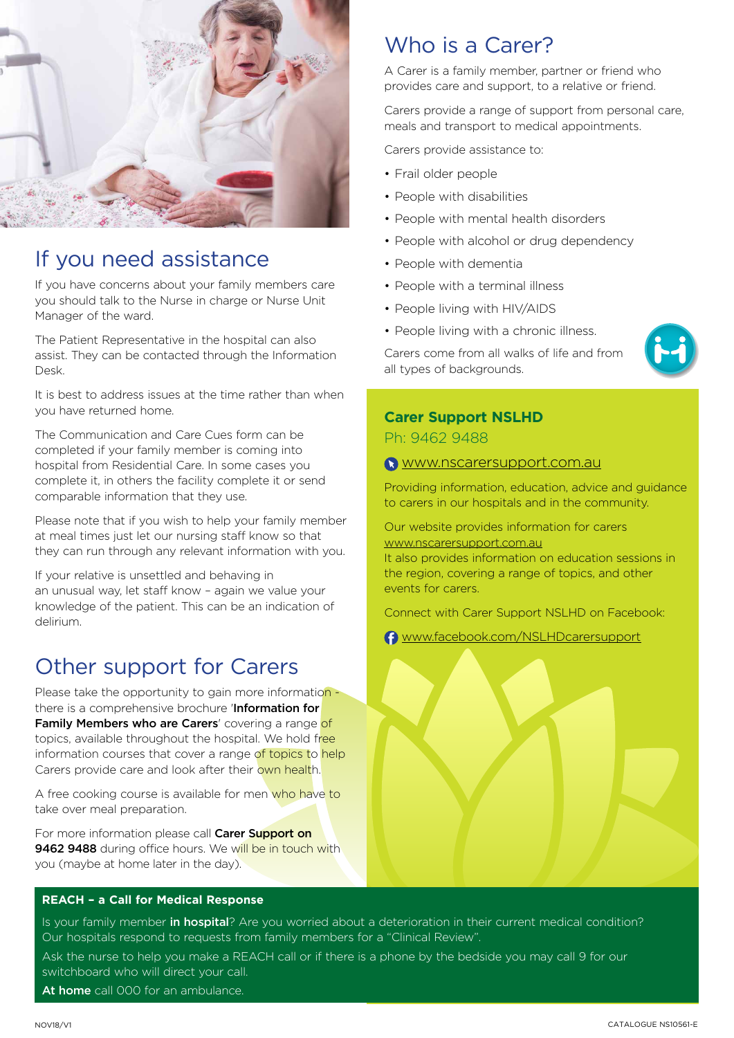## If you need assistance

If you have concerns about your family members care you should talk to the Nurse in charge or Nurse Unit Manager of the ward.

The Patient Representative in the hospital can also assist. They can be contacted through the Information Desk.

It is best to address issues at the time rather than when you have returned home.

The Communication and Care Cues form can be completed if your family member is coming into hospital from Residential Care. In some cases you complete it, in others the facility complete it or send comparable information that they use.

Please note that if you wish to help your family member at meal times just let our nursing staff know so that they can run through any relevant information with you.

If your relative is unsettled and behaving in an unusual way, let staff know – again we value your knowledge of the patient. This can be an indication of delirium.

## Other support for Carers

Please take the opportunity to gain more information - there is a comprehensive brochure '**Information for Family Members who are Carers**' covering a range of topics, available throughout the hospital. We hold free information courses that cover a range of topics to help Carers provide care and look after their own health.

A free cooking course is available for men who have to take over meal preparation.

For more information please call **Carer Support on 9462 9488** during office hours. We will be in touch with you (maybe at home later in the day).

## Who is a Carer?

A Carer is a family member, partner or friend who provides care and support, to a relative or friend.

Carers provide a range of support from personal care, meals and transport to medical appointments.

Carers provide assistance to:

- Frail older people
- People with disabilities
- People with mental health disorders
- People with alcohol or drug dependency
- People with dementia
- People with a terminal illness
- People living with HIV/AIDS
- People living with a chronic illness.

Carers come from all walks of life and from all types of backgrounds.

**Carer Support NSLHD**

Ph: 9462 9488

www.nscarersupport.com.au

Providing information, education, advice and guidance to carers in our hospitals and in the community.

Our website provides information for carers www.nscarersupport.com.au
It also provides information on education sessions in the region, covering a range of topics, and other events for carers.

Connect with Carer Support NSLHD on Facebook:

www.facebook.com/NSLHDcarersupport

**REACH – a Call for Medical Response**

Is your family member **in hospital**? Are you worried about a deterioration in their current medical condition? Our hospitals respond to requests from family members for a "Clinical Review".

Ask the nurse to help you make a REACH call or if there is a phone by the bedside you may call 9 for our switchboard who will direct your call.

**At home** call 000 for an ambulance.

NOV18/V1

CATALOGUE NS10561-E